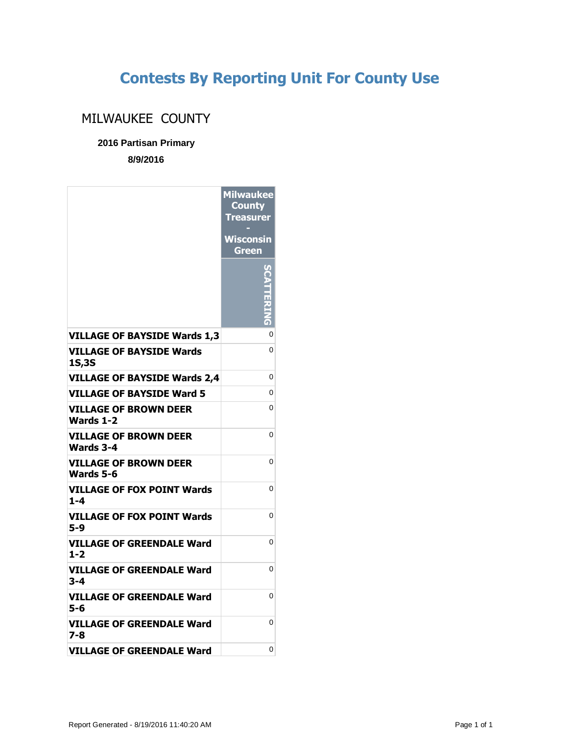# Contests By Reporting Unit For County Use

## MILWAUKEE COUNTY

**2016 Partisan Primary**

**8/9/2016**

| | Milwaukee County Treasurer - Wisconsin Green |
|---|---|
| | SCATTERING |
| **VILLAGE OF BAYSIDE Wards 1,3** | 0 |
| **VILLAGE OF BAYSIDE Wards 1S,3S** | 0 |
| **VILLAGE OF BAYSIDE Wards 2,4** | 0 |
| **VILLAGE OF BAYSIDE Ward 5** | 0 |
| **VILLAGE OF BROWN DEER Wards 1-2** | 0 |
| **VILLAGE OF BROWN DEER Wards 3-4** | 0 |
| **VILLAGE OF BROWN DEER Wards 5-6** | 0 |
| **VILLAGE OF FOX POINT Wards 1-4** | 0 |
| **VILLAGE OF FOX POINT Wards 5-9** | 0 |
| **VILLAGE OF GREENDALE Ward 1-2** | 0 |
| **VILLAGE OF GREENDALE Ward 3-4** | 0 |
| **VILLAGE OF GREENDALE Ward 5-6** | 0 |
| **VILLAGE OF GREENDALE Ward 7-8** | 0 |
| **VILLAGE OF GREENDALE Ward** | 0 |

Report Generated - 8/19/2016 11:40:20 AM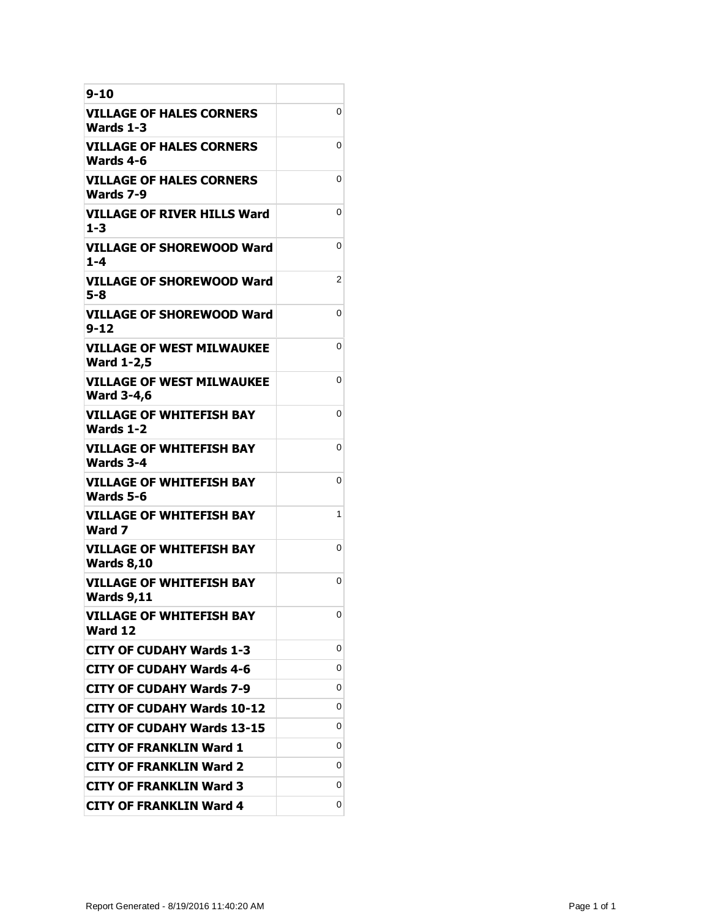| 9-10 | |
|---|---|
| VILLAGE OF HALES CORNERS Wards 1-3 | 0 |
| VILLAGE OF HALES CORNERS Wards 4-6 | 0 |
| VILLAGE OF HALES CORNERS Wards 7-9 | 0 |
| VILLAGE OF RIVER HILLS Ward 1-3 | 0 |
| VILLAGE OF SHOREWOOD Ward 1-4 | 0 |
| VILLAGE OF SHOREWOOD Ward 5-8 | 2 |
| VILLAGE OF SHOREWOOD Ward 9-12 | 0 |
| VILLAGE OF WEST MILWAUKEE Ward 1-2,5 | 0 |
| VILLAGE OF WEST MILWAUKEE Ward 3-4,6 | 0 |
| VILLAGE OF WHITEFISH BAY Wards 1-2 | 0 |
| VILLAGE OF WHITEFISH BAY Wards 3-4 | 0 |
| VILLAGE OF WHITEFISH BAY Wards 5-6 | 0 |
| VILLAGE OF WHITEFISH BAY Ward 7 | 1 |
| VILLAGE OF WHITEFISH BAY Wards 8,10 | 0 |
| VILLAGE OF WHITEFISH BAY Wards 9,11 | 0 |
| VILLAGE OF WHITEFISH BAY Ward 12 | 0 |
| CITY OF CUDAHY Wards 1-3 | 0 |
| CITY OF CUDAHY Wards 4-6 | 0 |
| CITY OF CUDAHY Wards 7-9 | 0 |
| CITY OF CUDAHY Wards 10-12 | 0 |
| CITY OF CUDAHY Wards 13-15 | 0 |
| CITY OF FRANKLIN Ward 1 | 0 |
| CITY OF FRANKLIN Ward 2 | 0 |
| CITY OF FRANKLIN Ward 3 | 0 |
| CITY OF FRANKLIN Ward 4 | 0 |

Report Generated - 8/19/2016 11:40:20 AM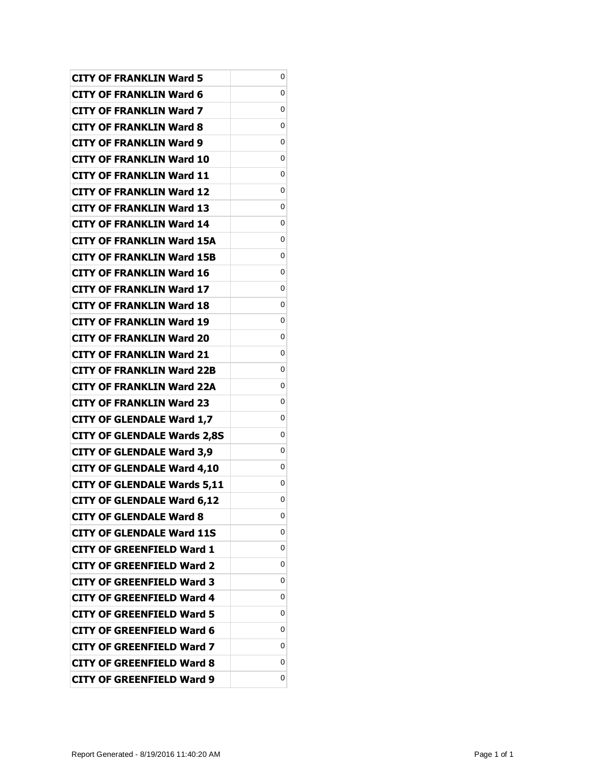| | |
|---|---|
| **CITY OF FRANKLIN Ward 5** | 0 |
| **CITY OF FRANKLIN Ward 6** | 0 |
| **CITY OF FRANKLIN Ward 7** | 0 |
| **CITY OF FRANKLIN Ward 8** | 0 |
| **CITY OF FRANKLIN Ward 9** | 0 |
| **CITY OF FRANKLIN Ward 10** | 0 |
| **CITY OF FRANKLIN Ward 11** | 0 |
| **CITY OF FRANKLIN Ward 12** | 0 |
| **CITY OF FRANKLIN Ward 13** | 0 |
| **CITY OF FRANKLIN Ward 14** | 0 |
| **CITY OF FRANKLIN Ward 15A** | 0 |
| **CITY OF FRANKLIN Ward 15B** | 0 |
| **CITY OF FRANKLIN Ward 16** | 0 |
| **CITY OF FRANKLIN Ward 17** | 0 |
| **CITY OF FRANKLIN Ward 18** | 0 |
| **CITY OF FRANKLIN Ward 19** | 0 |
| **CITY OF FRANKLIN Ward 20** | 0 |
| **CITY OF FRANKLIN Ward 21** | 0 |
| **CITY OF FRANKLIN Ward 22B** | 0 |
| **CITY OF FRANKLIN Ward 22A** | 0 |
| **CITY OF FRANKLIN Ward 23** | 0 |
| **CITY OF GLENDALE Ward 1,7** | 0 |
| **CITY OF GLENDALE Wards 2,8S** | 0 |
| **CITY OF GLENDALE Ward 3,9** | 0 |
| **CITY OF GLENDALE Ward 4,10** | 0 |
| **CITY OF GLENDALE Wards 5,11** | 0 |
| **CITY OF GLENDALE Ward 6,12** | 0 |
| **CITY OF GLENDALE Ward 8** | 0 |
| **CITY OF GLENDALE Ward 11S** | 0 |
| **CITY OF GREENFIELD Ward 1** | 0 |
| **CITY OF GREENFIELD Ward 2** | 0 |
| **CITY OF GREENFIELD Ward 3** | 0 |
| **CITY OF GREENFIELD Ward 4** | 0 |
| **CITY OF GREENFIELD Ward 5** | 0 |
| **CITY OF GREENFIELD Ward 6** | 0 |
| **CITY OF GREENFIELD Ward 7** | 0 |
| **CITY OF GREENFIELD Ward 8** | 0 |
| **CITY OF GREENFIELD Ward 9** | 0 |

Report Generated - 8/19/2016 11:40:20 AM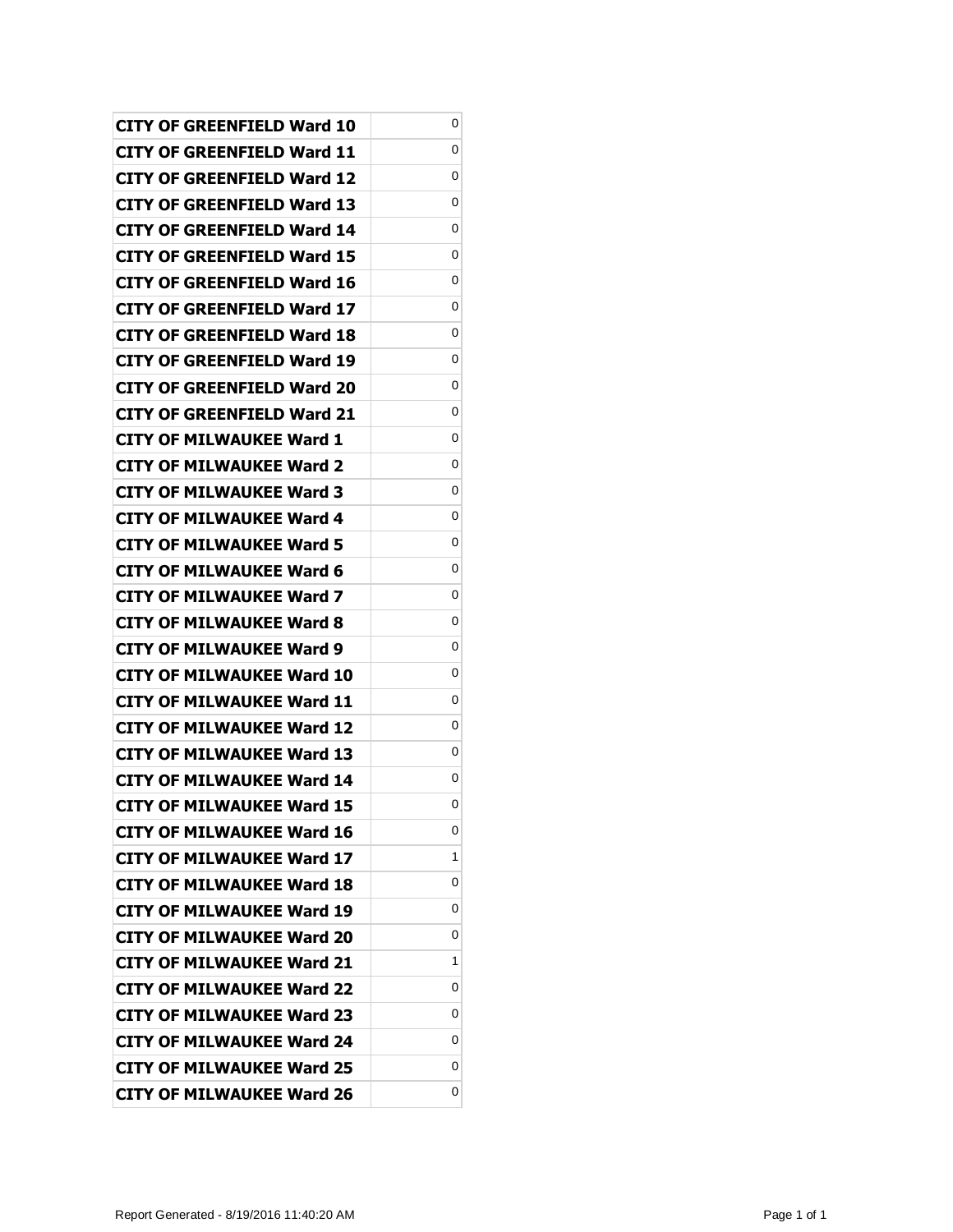| | |
|---|---|
| **CITY OF GREENFIELD Ward 10** | 0 |
| **CITY OF GREENFIELD Ward 11** | 0 |
| **CITY OF GREENFIELD Ward 12** | 0 |
| **CITY OF GREENFIELD Ward 13** | 0 |
| **CITY OF GREENFIELD Ward 14** | 0 |
| **CITY OF GREENFIELD Ward 15** | 0 |
| **CITY OF GREENFIELD Ward 16** | 0 |
| **CITY OF GREENFIELD Ward 17** | 0 |
| **CITY OF GREENFIELD Ward 18** | 0 |
| **CITY OF GREENFIELD Ward 19** | 0 |
| **CITY OF GREENFIELD Ward 20** | 0 |
| **CITY OF GREENFIELD Ward 21** | 0 |
| **CITY OF MILWAUKEE Ward 1** | 0 |
| **CITY OF MILWAUKEE Ward 2** | 0 |
| **CITY OF MILWAUKEE Ward 3** | 0 |
| **CITY OF MILWAUKEE Ward 4** | 0 |
| **CITY OF MILWAUKEE Ward 5** | 0 |
| **CITY OF MILWAUKEE Ward 6** | 0 |
| **CITY OF MILWAUKEE Ward 7** | 0 |
| **CITY OF MILWAUKEE Ward 8** | 0 |
| **CITY OF MILWAUKEE Ward 9** | 0 |
| **CITY OF MILWAUKEE Ward 10** | 0 |
| **CITY OF MILWAUKEE Ward 11** | 0 |
| **CITY OF MILWAUKEE Ward 12** | 0 |
| **CITY OF MILWAUKEE Ward 13** | 0 |
| **CITY OF MILWAUKEE Ward 14** | 0 |
| **CITY OF MILWAUKEE Ward 15** | 0 |
| **CITY OF MILWAUKEE Ward 16** | 0 |
| **CITY OF MILWAUKEE Ward 17** | 1 |
| **CITY OF MILWAUKEE Ward 18** | 0 |
| **CITY OF MILWAUKEE Ward 19** | 0 |
| **CITY OF MILWAUKEE Ward 20** | 0 |
| **CITY OF MILWAUKEE Ward 21** | 1 |
| **CITY OF MILWAUKEE Ward 22** | 0 |
| **CITY OF MILWAUKEE Ward 23** | 0 |
| **CITY OF MILWAUKEE Ward 24** | 0 |
| **CITY OF MILWAUKEE Ward 25** | 0 |
| **CITY OF MILWAUKEE Ward 26** | 0 |

Report Generated - 8/19/2016 11:40:20 AM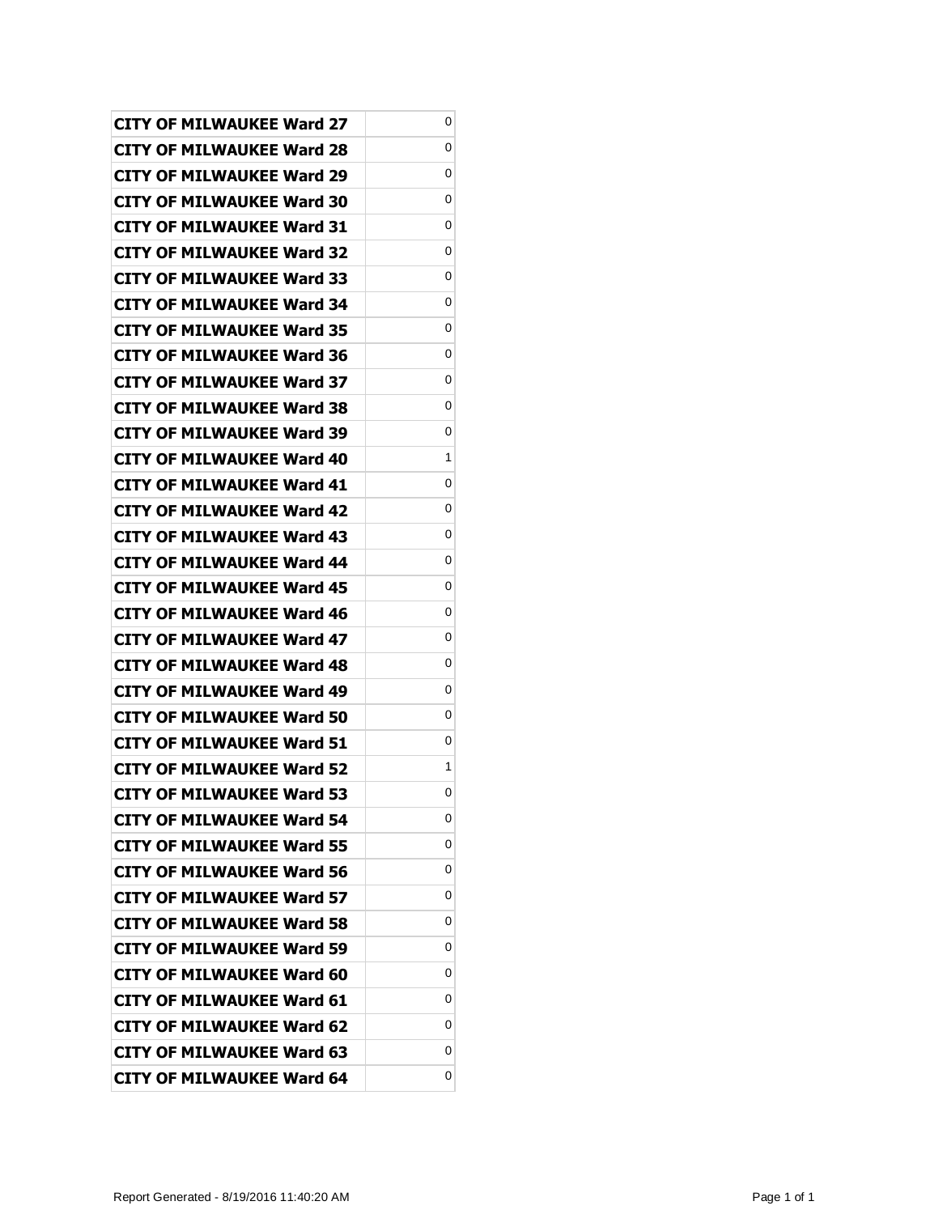| | |
|---|---|
| CITY OF MILWAUKEE Ward 27 | 0 |
| CITY OF MILWAUKEE Ward 28 | 0 |
| CITY OF MILWAUKEE Ward 29 | 0 |
| CITY OF MILWAUKEE Ward 30 | 0 |
| CITY OF MILWAUKEE Ward 31 | 0 |
| CITY OF MILWAUKEE Ward 32 | 0 |
| CITY OF MILWAUKEE Ward 33 | 0 |
| CITY OF MILWAUKEE Ward 34 | 0 |
| CITY OF MILWAUKEE Ward 35 | 0 |
| CITY OF MILWAUKEE Ward 36 | 0 |
| CITY OF MILWAUKEE Ward 37 | 0 |
| CITY OF MILWAUKEE Ward 38 | 0 |
| CITY OF MILWAUKEE Ward 39 | 0 |
| CITY OF MILWAUKEE Ward 40 | 1 |
| CITY OF MILWAUKEE Ward 41 | 0 |
| CITY OF MILWAUKEE Ward 42 | 0 |
| CITY OF MILWAUKEE Ward 43 | 0 |
| CITY OF MILWAUKEE Ward 44 | 0 |
| CITY OF MILWAUKEE Ward 45 | 0 |
| CITY OF MILWAUKEE Ward 46 | 0 |
| CITY OF MILWAUKEE Ward 47 | 0 |
| CITY OF MILWAUKEE Ward 48 | 0 |
| CITY OF MILWAUKEE Ward 49 | 0 |
| CITY OF MILWAUKEE Ward 50 | 0 |
| CITY OF MILWAUKEE Ward 51 | 0 |
| CITY OF MILWAUKEE Ward 52 | 1 |
| CITY OF MILWAUKEE Ward 53 | 0 |
| CITY OF MILWAUKEE Ward 54 | 0 |
| CITY OF MILWAUKEE Ward 55 | 0 |
| CITY OF MILWAUKEE Ward 56 | 0 |
| CITY OF MILWAUKEE Ward 57 | 0 |
| CITY OF MILWAUKEE Ward 58 | 0 |
| CITY OF MILWAUKEE Ward 59 | 0 |
| CITY OF MILWAUKEE Ward 60 | 0 |
| CITY OF MILWAUKEE Ward 61 | 0 |
| CITY OF MILWAUKEE Ward 62 | 0 |
| CITY OF MILWAUKEE Ward 63 | 0 |
| CITY OF MILWAUKEE Ward 64 | 0 |

Report Generated - 8/19/2016 11:40:20 AM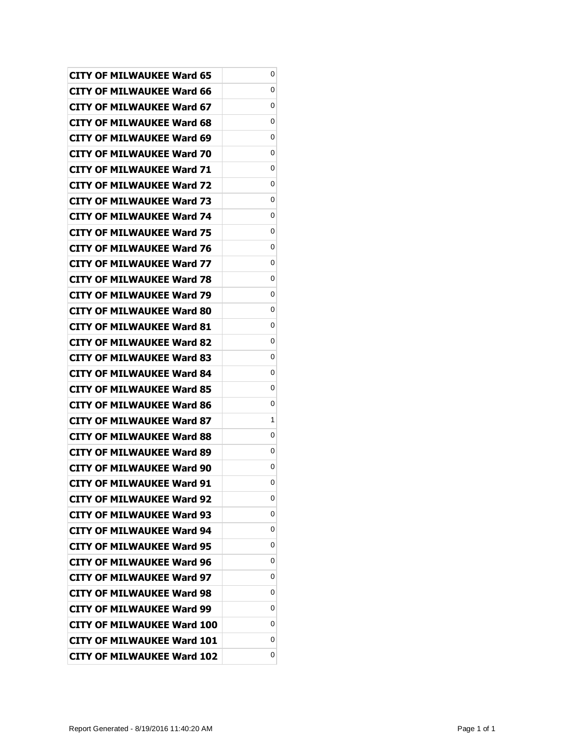| CITY OF MILWAUKEE Ward 65 | 0 |
| --- | --- |
| CITY OF MILWAUKEE Ward 66 | 0 |
| CITY OF MILWAUKEE Ward 67 | 0 |
| CITY OF MILWAUKEE Ward 68 | 0 |
| CITY OF MILWAUKEE Ward 69 | 0 |
| CITY OF MILWAUKEE Ward 70 | 0 |
| CITY OF MILWAUKEE Ward 71 | 0 |
| CITY OF MILWAUKEE Ward 72 | 0 |
| CITY OF MILWAUKEE Ward 73 | 0 |
| CITY OF MILWAUKEE Ward 74 | 0 |
| CITY OF MILWAUKEE Ward 75 | 0 |
| CITY OF MILWAUKEE Ward 76 | 0 |
| CITY OF MILWAUKEE Ward 77 | 0 |
| CITY OF MILWAUKEE Ward 78 | 0 |
| CITY OF MILWAUKEE Ward 79 | 0 |
| CITY OF MILWAUKEE Ward 80 | 0 |
| CITY OF MILWAUKEE Ward 81 | 0 |
| CITY OF MILWAUKEE Ward 82 | 0 |
| CITY OF MILWAUKEE Ward 83 | 0 |
| CITY OF MILWAUKEE Ward 84 | 0 |
| CITY OF MILWAUKEE Ward 85 | 0 |
| CITY OF MILWAUKEE Ward 86 | 0 |
| CITY OF MILWAUKEE Ward 87 | 1 |
| CITY OF MILWAUKEE Ward 88 | 0 |
| CITY OF MILWAUKEE Ward 89 | 0 |
| CITY OF MILWAUKEE Ward 90 | 0 |
| CITY OF MILWAUKEE Ward 91 | 0 |
| CITY OF MILWAUKEE Ward 92 | 0 |
| CITY OF MILWAUKEE Ward 93 | 0 |
| CITY OF MILWAUKEE Ward 94 | 0 |
| CITY OF MILWAUKEE Ward 95 | 0 |
| CITY OF MILWAUKEE Ward 96 | 0 |
| CITY OF MILWAUKEE Ward 97 | 0 |
| CITY OF MILWAUKEE Ward 98 | 0 |
| CITY OF MILWAUKEE Ward 99 | 0 |
| CITY OF MILWAUKEE Ward 100 | 0 |
| CITY OF MILWAUKEE Ward 101 | 0 |
| CITY OF MILWAUKEE Ward 102 | 0 |

Report Generated - 8/19/2016 11:40:20 AM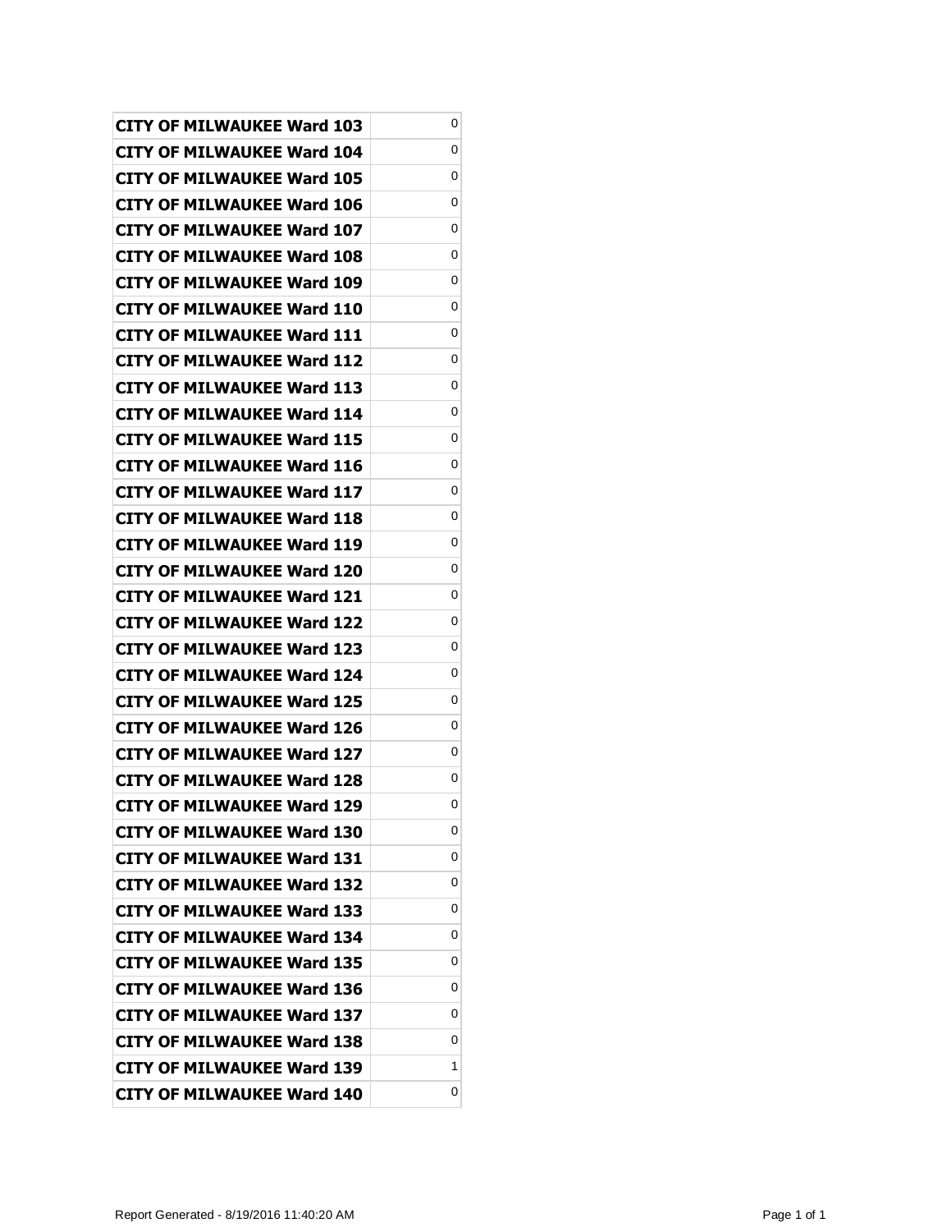| | |
|---|---|
| CITY OF MILWAUKEE Ward 103 | 0 |
| CITY OF MILWAUKEE Ward 104 | 0 |
| CITY OF MILWAUKEE Ward 105 | 0 |
| CITY OF MILWAUKEE Ward 106 | 0 |
| CITY OF MILWAUKEE Ward 107 | 0 |
| CITY OF MILWAUKEE Ward 108 | 0 |
| CITY OF MILWAUKEE Ward 109 | 0 |
| CITY OF MILWAUKEE Ward 110 | 0 |
| CITY OF MILWAUKEE Ward 111 | 0 |
| CITY OF MILWAUKEE Ward 112 | 0 |
| CITY OF MILWAUKEE Ward 113 | 0 |
| CITY OF MILWAUKEE Ward 114 | 0 |
| CITY OF MILWAUKEE Ward 115 | 0 |
| CITY OF MILWAUKEE Ward 116 | 0 |
| CITY OF MILWAUKEE Ward 117 | 0 |
| CITY OF MILWAUKEE Ward 118 | 0 |
| CITY OF MILWAUKEE Ward 119 | 0 |
| CITY OF MILWAUKEE Ward 120 | 0 |
| CITY OF MILWAUKEE Ward 121 | 0 |
| CITY OF MILWAUKEE Ward 122 | 0 |
| CITY OF MILWAUKEE Ward 123 | 0 |
| CITY OF MILWAUKEE Ward 124 | 0 |
| CITY OF MILWAUKEE Ward 125 | 0 |
| CITY OF MILWAUKEE Ward 126 | 0 |
| CITY OF MILWAUKEE Ward 127 | 0 |
| CITY OF MILWAUKEE Ward 128 | 0 |
| CITY OF MILWAUKEE Ward 129 | 0 |
| CITY OF MILWAUKEE Ward 130 | 0 |
| CITY OF MILWAUKEE Ward 131 | 0 |
| CITY OF MILWAUKEE Ward 132 | 0 |
| CITY OF MILWAUKEE Ward 133 | 0 |
| CITY OF MILWAUKEE Ward 134 | 0 |
| CITY OF MILWAUKEE Ward 135 | 0 |
| CITY OF MILWAUKEE Ward 136 | 0 |
| CITY OF MILWAUKEE Ward 137 | 0 |
| CITY OF MILWAUKEE Ward 138 | 0 |
| CITY OF MILWAUKEE Ward 139 | 1 |
| CITY OF MILWAUKEE Ward 140 | 0 |

Report Generated - 8/19/2016 11:40:20 AM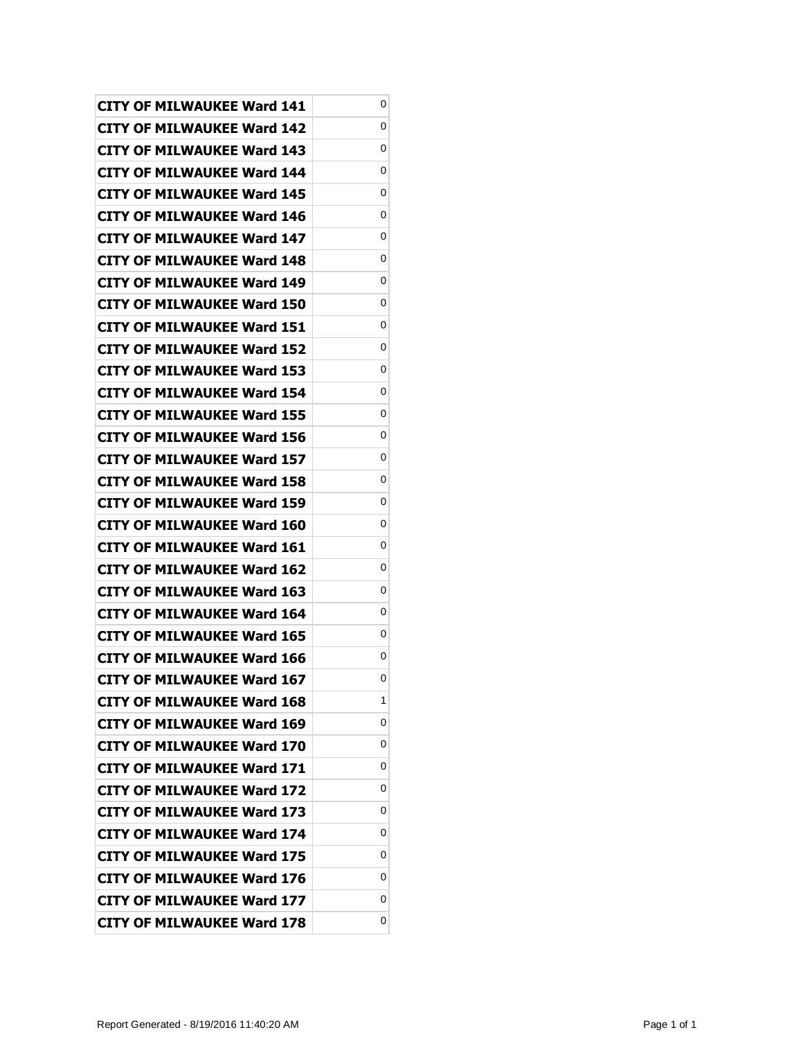| | |
|---|---|
| CITY OF MILWAUKEE Ward 141 | 0 |
| CITY OF MILWAUKEE Ward 142 | 0 |
| CITY OF MILWAUKEE Ward 143 | 0 |
| CITY OF MILWAUKEE Ward 144 | 0 |
| CITY OF MILWAUKEE Ward 145 | 0 |
| CITY OF MILWAUKEE Ward 146 | 0 |
| CITY OF MILWAUKEE Ward 147 | 0 |
| CITY OF MILWAUKEE Ward 148 | 0 |
| CITY OF MILWAUKEE Ward 149 | 0 |
| CITY OF MILWAUKEE Ward 150 | 0 |
| CITY OF MILWAUKEE Ward 151 | 0 |
| CITY OF MILWAUKEE Ward 152 | 0 |
| CITY OF MILWAUKEE Ward 153 | 0 |
| CITY OF MILWAUKEE Ward 154 | 0 |
| CITY OF MILWAUKEE Ward 155 | 0 |
| CITY OF MILWAUKEE Ward 156 | 0 |
| CITY OF MILWAUKEE Ward 157 | 0 |
| CITY OF MILWAUKEE Ward 158 | 0 |
| CITY OF MILWAUKEE Ward 159 | 0 |
| CITY OF MILWAUKEE Ward 160 | 0 |
| CITY OF MILWAUKEE Ward 161 | 0 |
| CITY OF MILWAUKEE Ward 162 | 0 |
| CITY OF MILWAUKEE Ward 163 | 0 |
| CITY OF MILWAUKEE Ward 164 | 0 |
| CITY OF MILWAUKEE Ward 165 | 0 |
| CITY OF MILWAUKEE Ward 166 | 0 |
| CITY OF MILWAUKEE Ward 167 | 0 |
| CITY OF MILWAUKEE Ward 168 | 1 |
| CITY OF MILWAUKEE Ward 169 | 0 |
| CITY OF MILWAUKEE Ward 170 | 0 |
| CITY OF MILWAUKEE Ward 171 | 0 |
| CITY OF MILWAUKEE Ward 172 | 0 |
| CITY OF MILWAUKEE Ward 173 | 0 |
| CITY OF MILWAUKEE Ward 174 | 0 |
| CITY OF MILWAUKEE Ward 175 | 0 |
| CITY OF MILWAUKEE Ward 176 | 0 |
| CITY OF MILWAUKEE Ward 177 | 0 |
| CITY OF MILWAUKEE Ward 178 | 0 |

Report Generated - 8/19/2016 11:40:20 AM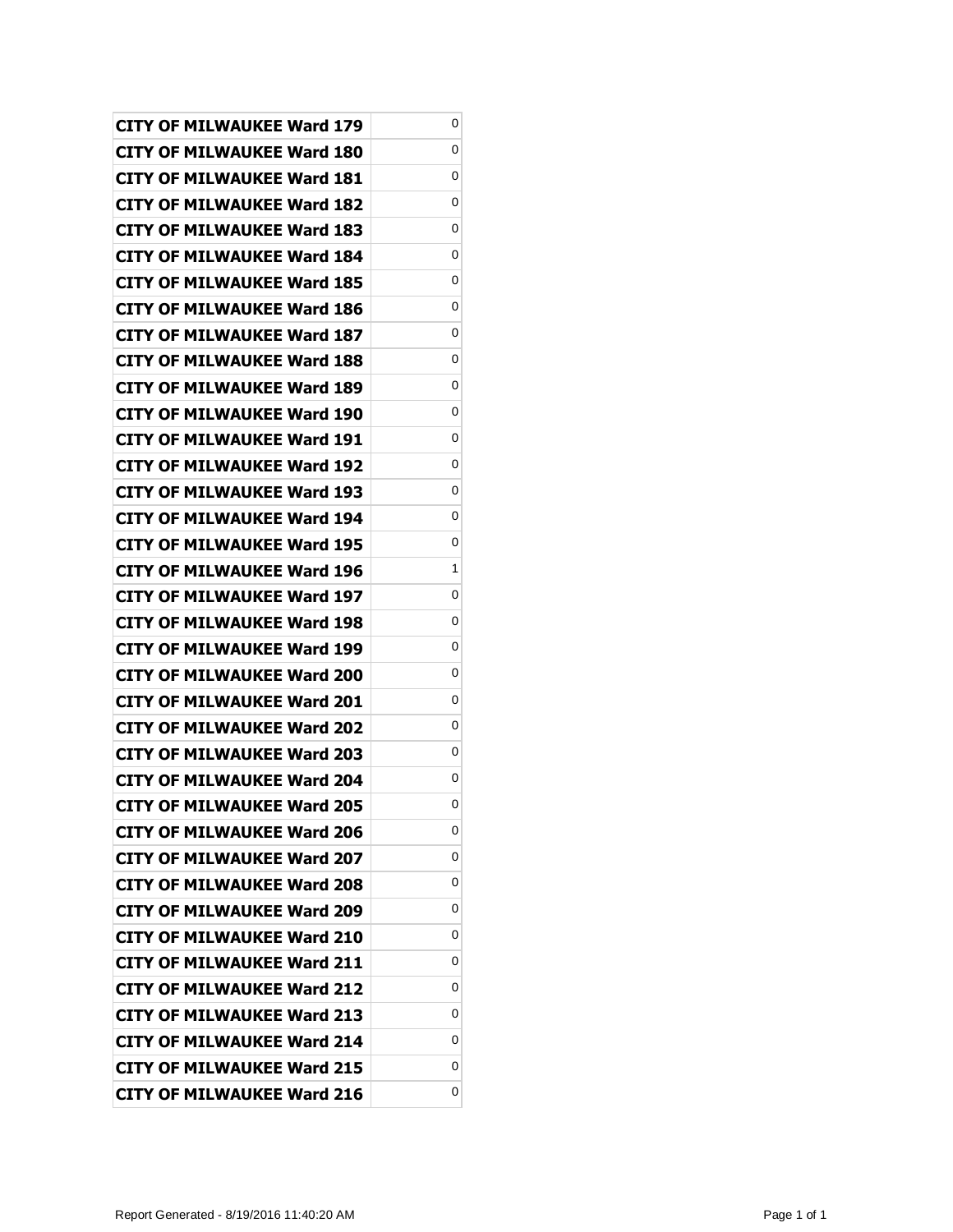| | |
|---|---|
| CITY OF MILWAUKEE Ward 179 | 0 |
| CITY OF MILWAUKEE Ward 180 | 0 |
| CITY OF MILWAUKEE Ward 181 | 0 |
| CITY OF MILWAUKEE Ward 182 | 0 |
| CITY OF MILWAUKEE Ward 183 | 0 |
| CITY OF MILWAUKEE Ward 184 | 0 |
| CITY OF MILWAUKEE Ward 185 | 0 |
| CITY OF MILWAUKEE Ward 186 | 0 |
| CITY OF MILWAUKEE Ward 187 | 0 |
| CITY OF MILWAUKEE Ward 188 | 0 |
| CITY OF MILWAUKEE Ward 189 | 0 |
| CITY OF MILWAUKEE Ward 190 | 0 |
| CITY OF MILWAUKEE Ward 191 | 0 |
| CITY OF MILWAUKEE Ward 192 | 0 |
| CITY OF MILWAUKEE Ward 193 | 0 |
| CITY OF MILWAUKEE Ward 194 | 0 |
| CITY OF MILWAUKEE Ward 195 | 0 |
| CITY OF MILWAUKEE Ward 196 | 1 |
| CITY OF MILWAUKEE Ward 197 | 0 |
| CITY OF MILWAUKEE Ward 198 | 0 |
| CITY OF MILWAUKEE Ward 199 | 0 |
| CITY OF MILWAUKEE Ward 200 | 0 |
| CITY OF MILWAUKEE Ward 201 | 0 |
| CITY OF MILWAUKEE Ward 202 | 0 |
| CITY OF MILWAUKEE Ward 203 | 0 |
| CITY OF MILWAUKEE Ward 204 | 0 |
| CITY OF MILWAUKEE Ward 205 | 0 |
| CITY OF MILWAUKEE Ward 206 | 0 |
| CITY OF MILWAUKEE Ward 207 | 0 |
| CITY OF MILWAUKEE Ward 208 | 0 |
| CITY OF MILWAUKEE Ward 209 | 0 |
| CITY OF MILWAUKEE Ward 210 | 0 |
| CITY OF MILWAUKEE Ward 211 | 0 |
| CITY OF MILWAUKEE Ward 212 | 0 |
| CITY OF MILWAUKEE Ward 213 | 0 |
| CITY OF MILWAUKEE Ward 214 | 0 |
| CITY OF MILWAUKEE Ward 215 | 0 |
| CITY OF MILWAUKEE Ward 216 | 0 |

Report Generated - 8/19/2016 11:40:20 AM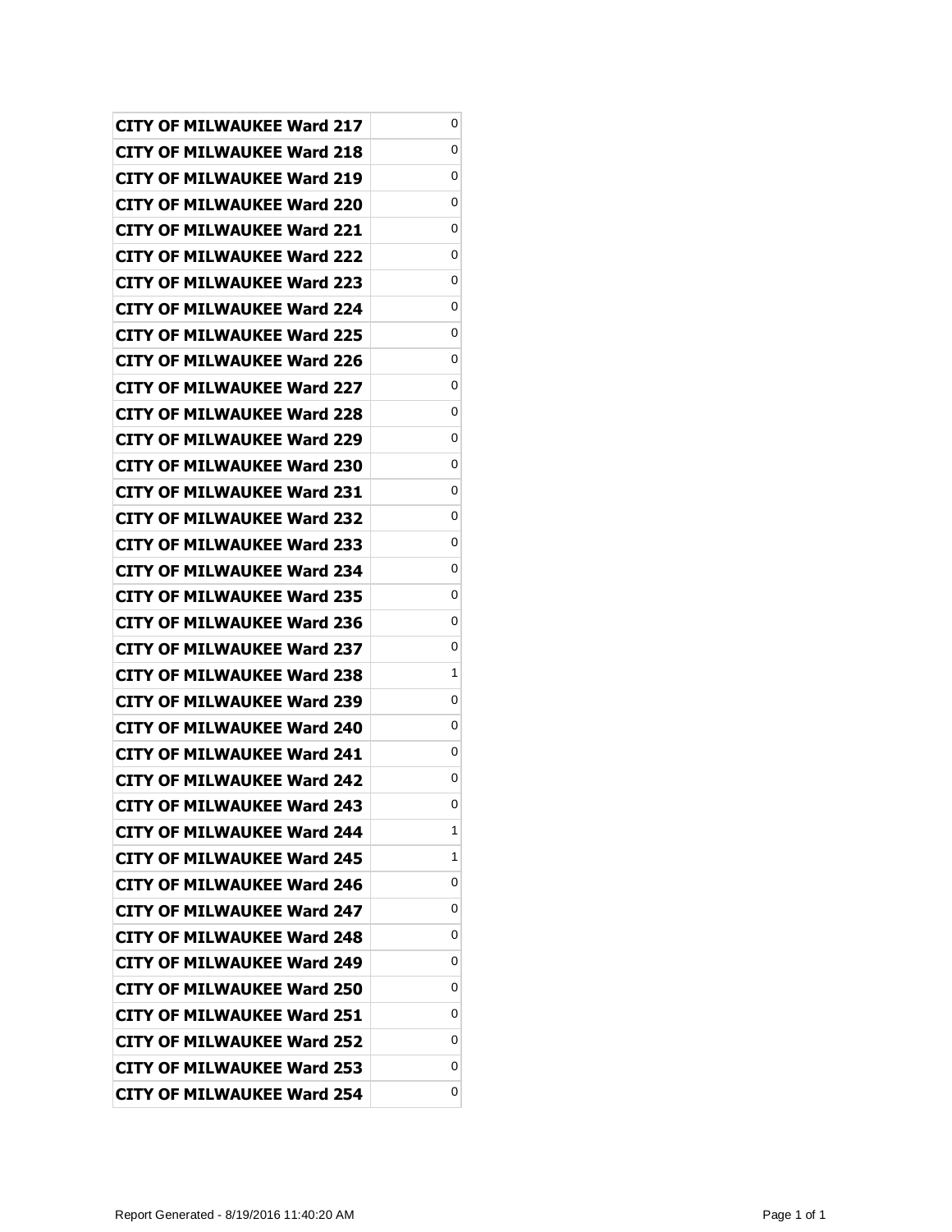| CITY OF MILWAUKEE Ward 217 | 0 |
|---|---|
| CITY OF MILWAUKEE Ward 218 | 0 |
| CITY OF MILWAUKEE Ward 219 | 0 |
| CITY OF MILWAUKEE Ward 220 | 0 |
| CITY OF MILWAUKEE Ward 221 | 0 |
| CITY OF MILWAUKEE Ward 222 | 0 |
| CITY OF MILWAUKEE Ward 223 | 0 |
| CITY OF MILWAUKEE Ward 224 | 0 |
| CITY OF MILWAUKEE Ward 225 | 0 |
| CITY OF MILWAUKEE Ward 226 | 0 |
| CITY OF MILWAUKEE Ward 227 | 0 |
| CITY OF MILWAUKEE Ward 228 | 0 |
| CITY OF MILWAUKEE Ward 229 | 0 |
| CITY OF MILWAUKEE Ward 230 | 0 |
| CITY OF MILWAUKEE Ward 231 | 0 |
| CITY OF MILWAUKEE Ward 232 | 0 |
| CITY OF MILWAUKEE Ward 233 | 0 |
| CITY OF MILWAUKEE Ward 234 | 0 |
| CITY OF MILWAUKEE Ward 235 | 0 |
| CITY OF MILWAUKEE Ward 236 | 0 |
| CITY OF MILWAUKEE Ward 237 | 0 |
| CITY OF MILWAUKEE Ward 238 | 1 |
| CITY OF MILWAUKEE Ward 239 | 0 |
| CITY OF MILWAUKEE Ward 240 | 0 |
| CITY OF MILWAUKEE Ward 241 | 0 |
| CITY OF MILWAUKEE Ward 242 | 0 |
| CITY OF MILWAUKEE Ward 243 | 0 |
| CITY OF MILWAUKEE Ward 244 | 1 |
| CITY OF MILWAUKEE Ward 245 | 1 |
| CITY OF MILWAUKEE Ward 246 | 0 |
| CITY OF MILWAUKEE Ward 247 | 0 |
| CITY OF MILWAUKEE Ward 248 | 0 |
| CITY OF MILWAUKEE Ward 249 | 0 |
| CITY OF MILWAUKEE Ward 250 | 0 |
| CITY OF MILWAUKEE Ward 251 | 0 |
| CITY OF MILWAUKEE Ward 252 | 0 |
| CITY OF MILWAUKEE Ward 253 | 0 |
| CITY OF MILWAUKEE Ward 254 | 0 |

Report Generated - 8/19/2016 11:40:20 AM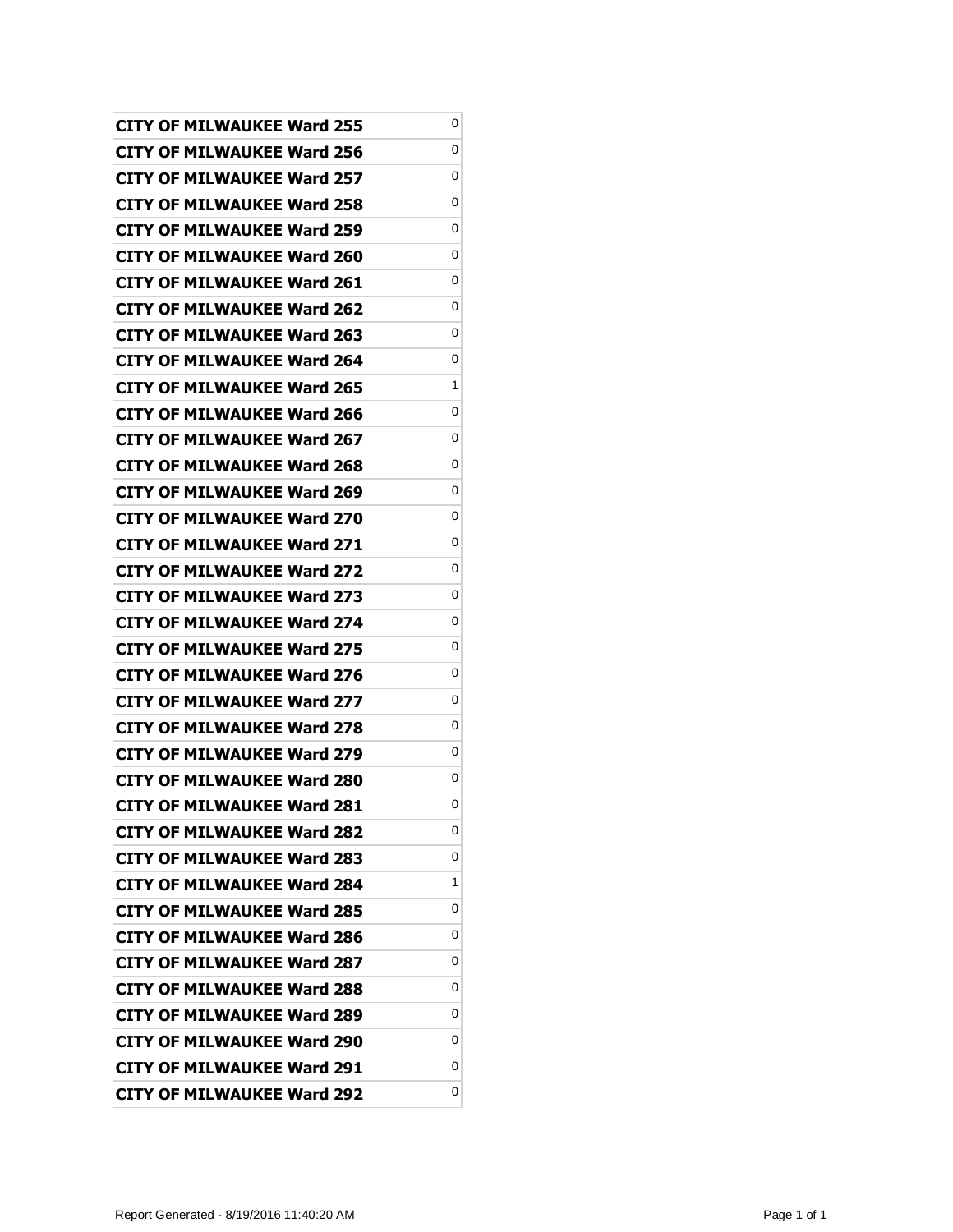| | |
|---|---|
| CITY OF MILWAUKEE Ward 255 | 0 |
| CITY OF MILWAUKEE Ward 256 | 0 |
| CITY OF MILWAUKEE Ward 257 | 0 |
| CITY OF MILWAUKEE Ward 258 | 0 |
| CITY OF MILWAUKEE Ward 259 | 0 |
| CITY OF MILWAUKEE Ward 260 | 0 |
| CITY OF MILWAUKEE Ward 261 | 0 |
| CITY OF MILWAUKEE Ward 262 | 0 |
| CITY OF MILWAUKEE Ward 263 | 0 |
| CITY OF MILWAUKEE Ward 264 | 0 |
| CITY OF MILWAUKEE Ward 265 | 1 |
| CITY OF MILWAUKEE Ward 266 | 0 |
| CITY OF MILWAUKEE Ward 267 | 0 |
| CITY OF MILWAUKEE Ward 268 | 0 |
| CITY OF MILWAUKEE Ward 269 | 0 |
| CITY OF MILWAUKEE Ward 270 | 0 |
| CITY OF MILWAUKEE Ward 271 | 0 |
| CITY OF MILWAUKEE Ward 272 | 0 |
| CITY OF MILWAUKEE Ward 273 | 0 |
| CITY OF MILWAUKEE Ward 274 | 0 |
| CITY OF MILWAUKEE Ward 275 | 0 |
| CITY OF MILWAUKEE Ward 276 | 0 |
| CITY OF MILWAUKEE Ward 277 | 0 |
| CITY OF MILWAUKEE Ward 278 | 0 |
| CITY OF MILWAUKEE Ward 279 | 0 |
| CITY OF MILWAUKEE Ward 280 | 0 |
| CITY OF MILWAUKEE Ward 281 | 0 |
| CITY OF MILWAUKEE Ward 282 | 0 |
| CITY OF MILWAUKEE Ward 283 | 0 |
| CITY OF MILWAUKEE Ward 284 | 1 |
| CITY OF MILWAUKEE Ward 285 | 0 |
| CITY OF MILWAUKEE Ward 286 | 0 |
| CITY OF MILWAUKEE Ward 287 | 0 |
| CITY OF MILWAUKEE Ward 288 | 0 |
| CITY OF MILWAUKEE Ward 289 | 0 |
| CITY OF MILWAUKEE Ward 290 | 0 |
| CITY OF MILWAUKEE Ward 291 | 0 |
| CITY OF MILWAUKEE Ward 292 | 0 |

Report Generated - 8/19/2016 11:40:20 AM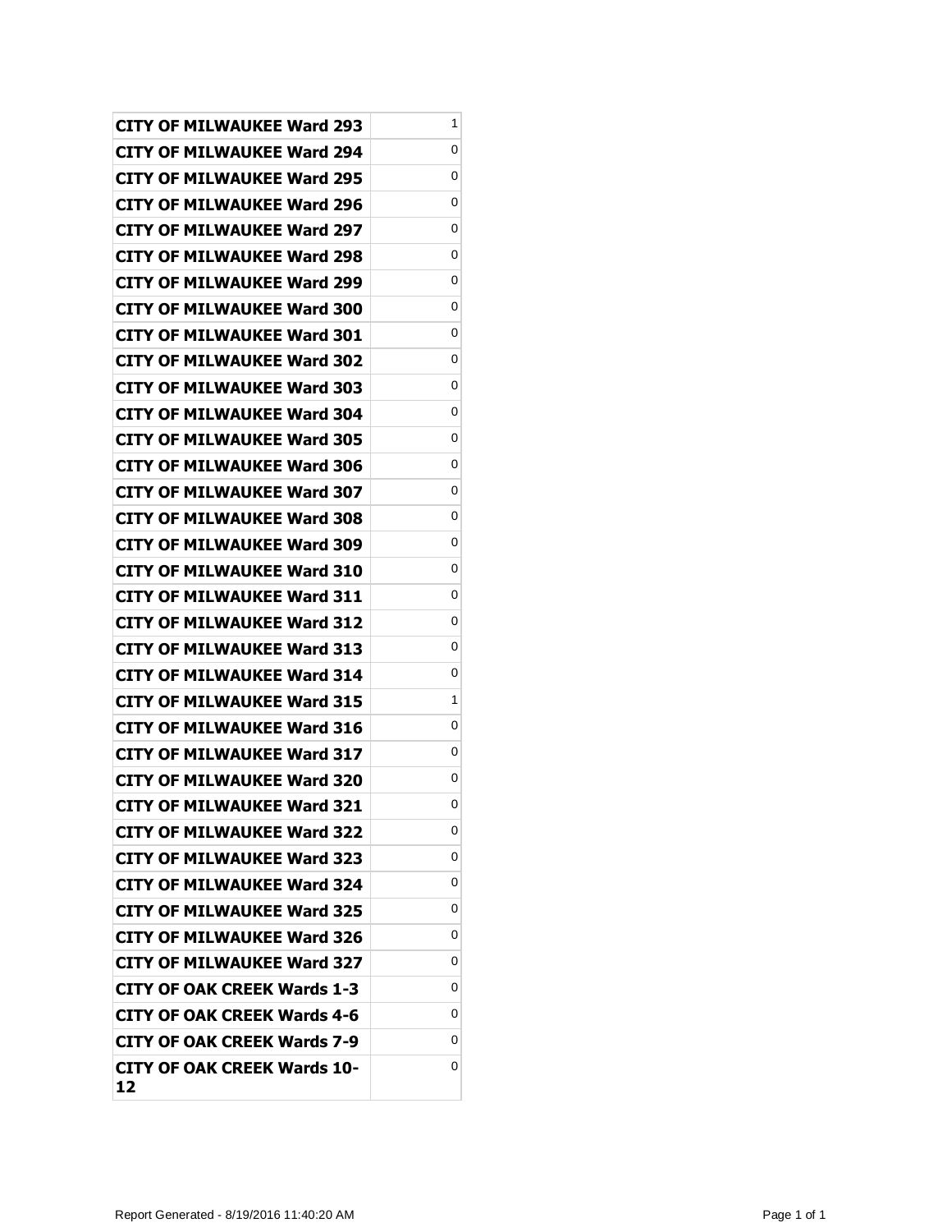| | |
|---|---|
| **CITY OF MILWAUKEE Ward 293** | 1 |
| **CITY OF MILWAUKEE Ward 294** | 0 |
| **CITY OF MILWAUKEE Ward 295** | 0 |
| **CITY OF MILWAUKEE Ward 296** | 0 |
| **CITY OF MILWAUKEE Ward 297** | 0 |
| **CITY OF MILWAUKEE Ward 298** | 0 |
| **CITY OF MILWAUKEE Ward 299** | 0 |
| **CITY OF MILWAUKEE Ward 300** | 0 |
| **CITY OF MILWAUKEE Ward 301** | 0 |
| **CITY OF MILWAUKEE Ward 302** | 0 |
| **CITY OF MILWAUKEE Ward 303** | 0 |
| **CITY OF MILWAUKEE Ward 304** | 0 |
| **CITY OF MILWAUKEE Ward 305** | 0 |
| **CITY OF MILWAUKEE Ward 306** | 0 |
| **CITY OF MILWAUKEE Ward 307** | 0 |
| **CITY OF MILWAUKEE Ward 308** | 0 |
| **CITY OF MILWAUKEE Ward 309** | 0 |
| **CITY OF MILWAUKEE Ward 310** | 0 |
| **CITY OF MILWAUKEE Ward 311** | 0 |
| **CITY OF MILWAUKEE Ward 312** | 0 |
| **CITY OF MILWAUKEE Ward 313** | 0 |
| **CITY OF MILWAUKEE Ward 314** | 0 |
| **CITY OF MILWAUKEE Ward 315** | 1 |
| **CITY OF MILWAUKEE Ward 316** | 0 |
| **CITY OF MILWAUKEE Ward 317** | 0 |
| **CITY OF MILWAUKEE Ward 320** | 0 |
| **CITY OF MILWAUKEE Ward 321** | 0 |
| **CITY OF MILWAUKEE Ward 322** | 0 |
| **CITY OF MILWAUKEE Ward 323** | 0 |
| **CITY OF MILWAUKEE Ward 324** | 0 |
| **CITY OF MILWAUKEE Ward 325** | 0 |
| **CITY OF MILWAUKEE Ward 326** | 0 |
| **CITY OF MILWAUKEE Ward 327** | 0 |
| **CITY OF OAK CREEK Wards 1-3** | 0 |
| **CITY OF OAK CREEK Wards 4-6** | 0 |
| **CITY OF OAK CREEK Wards 7-9** | 0 |
| **CITY OF OAK CREEK Wards 10-12** | 0 |

Report Generated - 8/19/2016 11:40:20 AM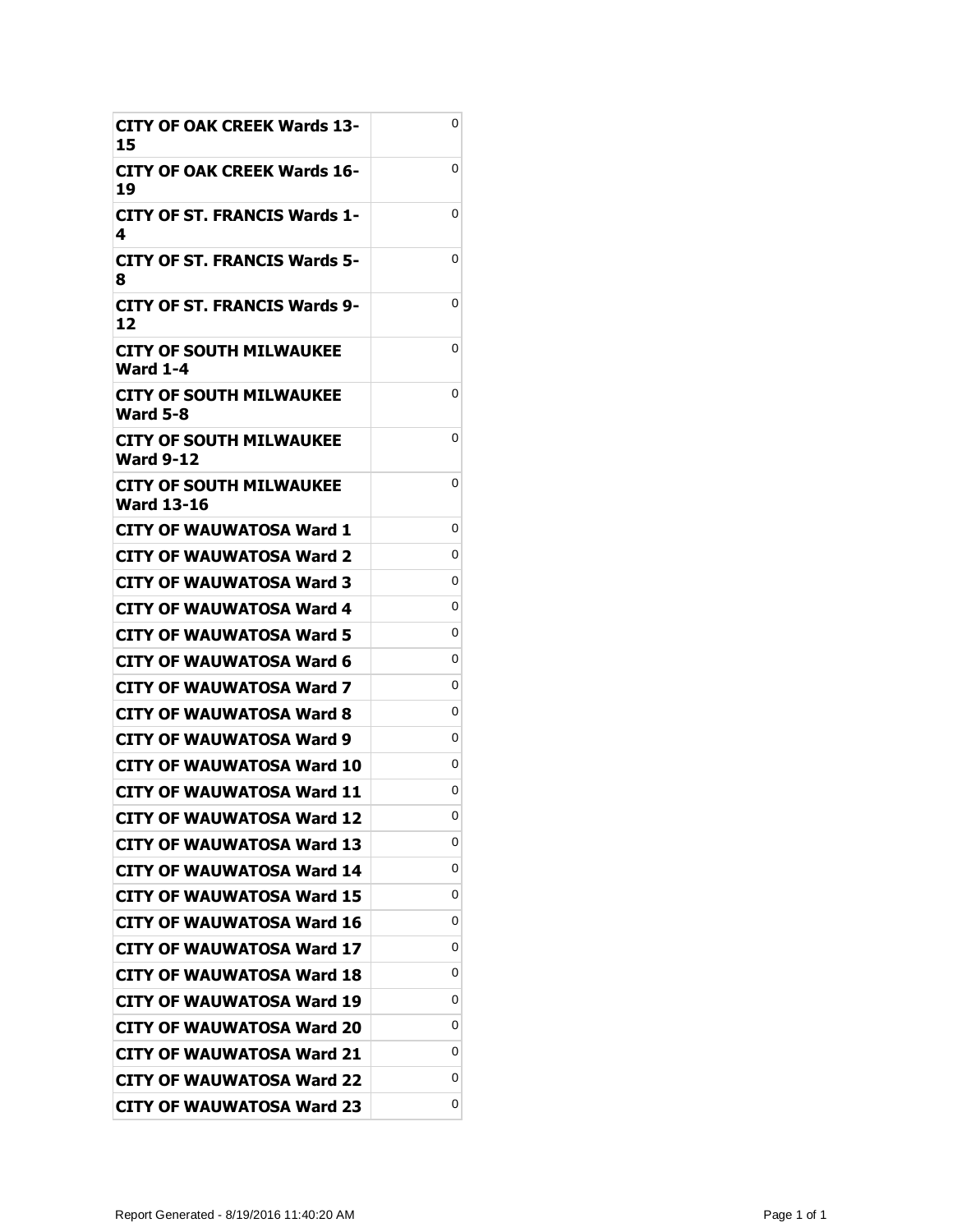| | |
|---|---|
| **CITY OF OAK CREEK Wards 13-15** | 0 |
| **CITY OF OAK CREEK Wards 16-19** | 0 |
| **CITY OF ST. FRANCIS Wards 1-4** | 0 |
| **CITY OF ST. FRANCIS Wards 5-8** | 0 |
| **CITY OF ST. FRANCIS Wards 9-12** | 0 |
| **CITY OF SOUTH MILWAUKEE Ward 1-4** | 0 |
| **CITY OF SOUTH MILWAUKEE Ward 5-8** | 0 |
| **CITY OF SOUTH MILWAUKEE Ward 9-12** | 0 |
| **CITY OF SOUTH MILWAUKEE Ward 13-16** | 0 |
| **CITY OF WAUWATOSA Ward 1** | 0 |
| **CITY OF WAUWATOSA Ward 2** | 0 |
| **CITY OF WAUWATOSA Ward 3** | 0 |
| **CITY OF WAUWATOSA Ward 4** | 0 |
| **CITY OF WAUWATOSA Ward 5** | 0 |
| **CITY OF WAUWATOSA Ward 6** | 0 |
| **CITY OF WAUWATOSA Ward 7** | 0 |
| **CITY OF WAUWATOSA Ward 8** | 0 |
| **CITY OF WAUWATOSA Ward 9** | 0 |
| **CITY OF WAUWATOSA Ward 10** | 0 |
| **CITY OF WAUWATOSA Ward 11** | 0 |
| **CITY OF WAUWATOSA Ward 12** | 0 |
| **CITY OF WAUWATOSA Ward 13** | 0 |
| **CITY OF WAUWATOSA Ward 14** | 0 |
| **CITY OF WAUWATOSA Ward 15** | 0 |
| **CITY OF WAUWATOSA Ward 16** | 0 |
| **CITY OF WAUWATOSA Ward 17** | 0 |
| **CITY OF WAUWATOSA Ward 18** | 0 |
| **CITY OF WAUWATOSA Ward 19** | 0 |
| **CITY OF WAUWATOSA Ward 20** | 0 |
| **CITY OF WAUWATOSA Ward 21** | 0 |
| **CITY OF WAUWATOSA Ward 22** | 0 |
| **CITY OF WAUWATOSA Ward 23** | 0 |

Report Generated - 8/19/2016 11:40:20 AM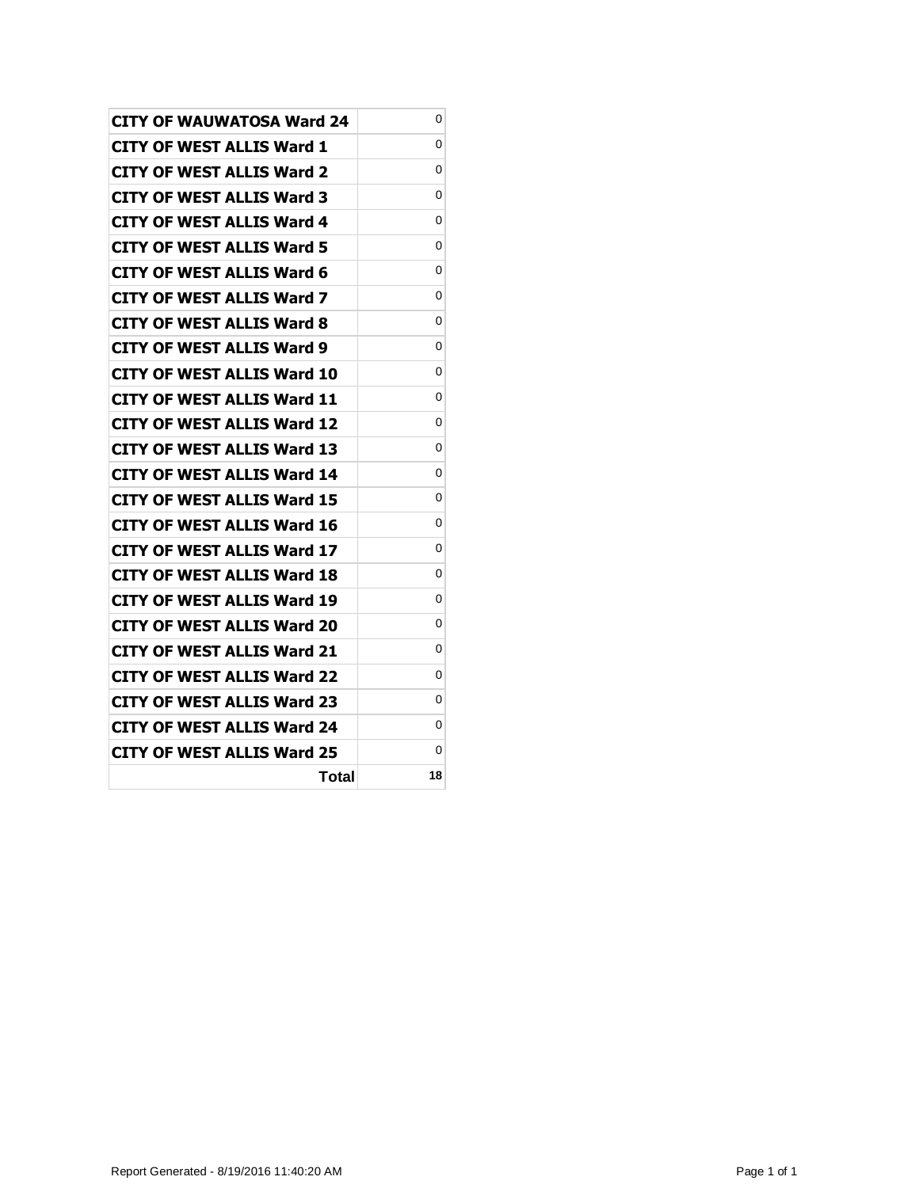| | |
|---|---|
| **CITY OF WAUWATOSA Ward 24** | 0 |
| **CITY OF WEST ALLIS Ward 1** | 0 |
| **CITY OF WEST ALLIS Ward 2** | 0 |
| **CITY OF WEST ALLIS Ward 3** | 0 |
| **CITY OF WEST ALLIS Ward 4** | 0 |
| **CITY OF WEST ALLIS Ward 5** | 0 |
| **CITY OF WEST ALLIS Ward 6** | 0 |
| **CITY OF WEST ALLIS Ward 7** | 0 |
| **CITY OF WEST ALLIS Ward 8** | 0 |
| **CITY OF WEST ALLIS Ward 9** | 0 |
| **CITY OF WEST ALLIS Ward 10** | 0 |
| **CITY OF WEST ALLIS Ward 11** | 0 |
| **CITY OF WEST ALLIS Ward 12** | 0 |
| **CITY OF WEST ALLIS Ward 13** | 0 |
| **CITY OF WEST ALLIS Ward 14** | 0 |
| **CITY OF WEST ALLIS Ward 15** | 0 |
| **CITY OF WEST ALLIS Ward 16** | 0 |
| **CITY OF WEST ALLIS Ward 17** | 0 |
| **CITY OF WEST ALLIS Ward 18** | 0 |
| **CITY OF WEST ALLIS Ward 19** | 0 |
| **CITY OF WEST ALLIS Ward 20** | 0 |
| **CITY OF WEST ALLIS Ward 21** | 0 |
| **CITY OF WEST ALLIS Ward 22** | 0 |
| **CITY OF WEST ALLIS Ward 23** | 0 |
| **CITY OF WEST ALLIS Ward 24** | 0 |
| **CITY OF WEST ALLIS Ward 25** | 0 |
| **Total** | **18** |

Report Generated - 8/19/2016 11:40:20 AM